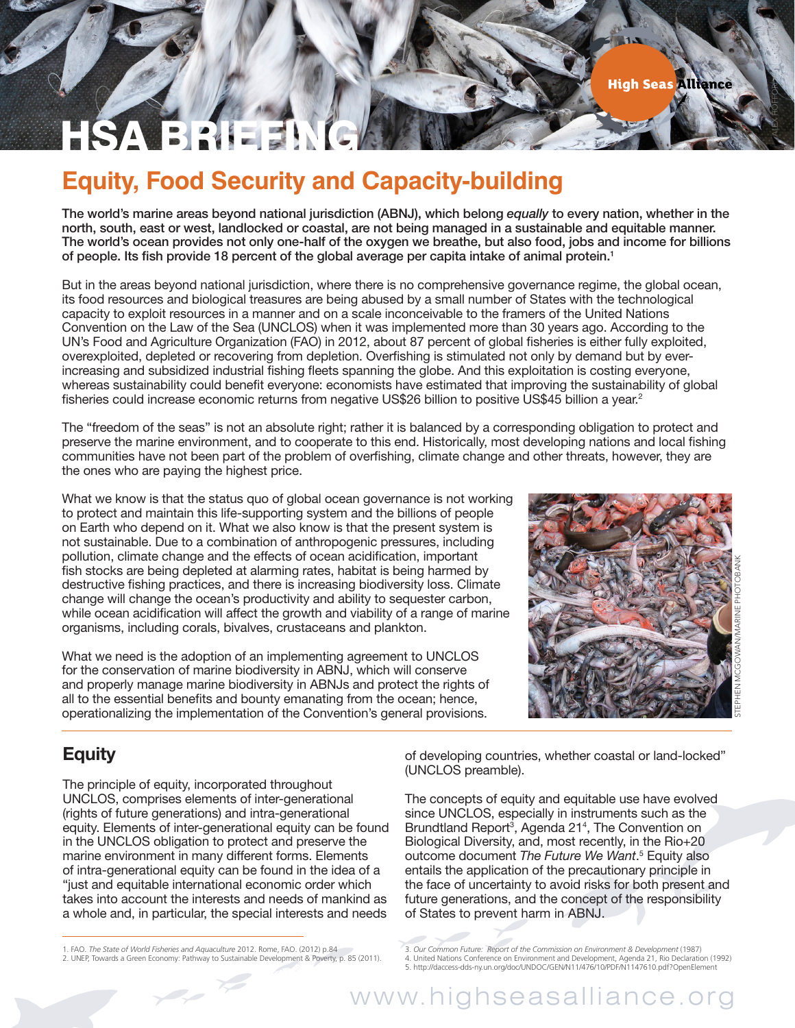# HSA BRIEFING

## Equity, Food Security and Capacity-building

**The world's marine areas beyond national jurisdiction (ABNJ), which belong *equally* to every nation, whether in the north, south, east or west, landlocked or coastal, are not being managed in a sustainable and equitable manner. The world's ocean provides not only one-half of the oxygen we breathe, but also food, jobs and income for billions of people. Its fish provide 18 percent of the global average per capita intake of animal protein.[1]**

But in the areas beyond national jurisdiction, where there is no comprehensive governance regime, the global ocean, its food resources and biological treasures are being abused by a small number of States with the technological capacity to exploit resources in a manner and on a scale inconceivable to the framers of the United Nations Convention on the Law of the Sea (UNCLOS) when it was implemented more than 30 years ago. According to the UN's Food and Agriculture Organization (FAO) in 2012, about 87 percent of global fisheries is either fully exploited, overexploited, depleted or recovering from depletion. Overfishing is stimulated not only by demand but by ever-increasing and subsidized industrial fishing fleets spanning the globe. And this exploitation is costing everyone, whereas sustainability could benefit everyone: economists have estimated that improving the sustainability of global fisheries could increase economic returns from negative US$26 billion to positive US$45 billion a year.[2]

The "freedom of the seas" is not an absolute right; rather it is balanced by a corresponding obligation to protect and preserve the marine environment, and to cooperate to this end. Historically, most developing nations and local fishing communities have not been part of the problem of overfishing, climate change and other threats, however, they are the ones who are paying the highest price.

What we know is that the status quo of global ocean governance is not working to protect and maintain this life-supporting system and the billions of people on Earth who depend on it. What we also know is that the present system is not sustainable. Due to a combination of anthropogenic pressures, including pollution, climate change and the effects of ocean acidification, important fish stocks are being depleted at alarming rates, habitat is being harmed by destructive fishing practices, and there is increasing biodiversity loss. Climate change will change the ocean's productivity and ability to sequester carbon, while ocean acidification will affect the growth and viability of a range of marine organisms, including corals, bivalves, crustaceans and plankton.

What we need is the adoption of an implementing agreement to UNCLOS for the conservation of marine biodiversity in ABNJ, which will conserve and properly manage marine biodiversity in ABNJs and protect the rights of all to the essential benefits and bounty emanating from the ocean; hence, operationalizing the implementation of the Convention's general provisions.

STEPHEN MCGOWAN/MARINE PHOTOBANK

### Equity

The principle of equity, incorporated throughout UNCLOS, comprises elements of inter-generational (rights of future generations) and intra-generational equity. Elements of inter-generational equity can be found in the UNCLOS obligation to protect and preserve the marine environment in many different forms. Elements of intra-generational equity can be found in the idea of a "just and equitable international economic order which takes into account the interests and needs of mankind as a whole and, in particular, the special interests and needs of developing countries, whether coastal or land-locked" (UNCLOS preamble).

The concepts of equity and equitable use have evolved since UNCLOS, especially in instruments such as the Brundtland Report[3], Agenda 21[4], The Convention on Biological Diversity, and, most recently, in the Rio+20 outcome document *The Future We Want*.[5] Equity also entails the application of the precautionary principle in the face of uncertainty to avoid risks for both present and future generations, and the concept of the responsibility of States to prevent harm in ABNJ.

1. FAO. *The State of World Fisheries and Aquaculture* 2012. Rome, FAO. (2012) p.84
2. UNEP, Towards a Green Economy: Pathway to Sustainable Development & Poverty, p. 85 (2011).
3. *Our Common Future: Report of the Commission on Environment & Development* (1987)
4. United Nations Conference on Environment and Development, Agenda 21, Rio Declaration (1992)
5. http://daccess-dds-ny.un.org/doc/UNDOC/GEN/N11/476/10/PDF/N1147610.pdf?OpenElement

www.highseasalliance.org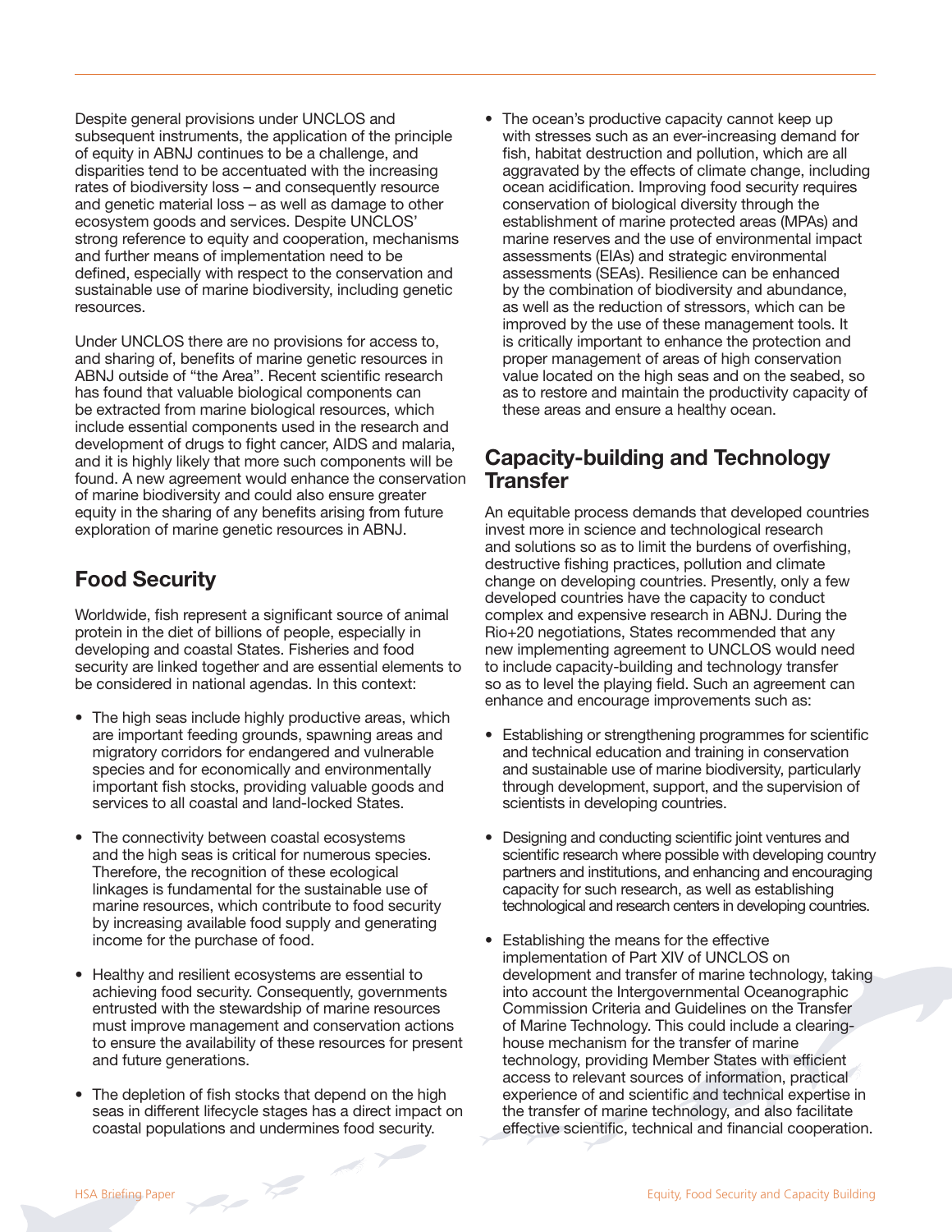Despite general provisions under UNCLOS and subsequent instruments, the application of the principle of equity in ABNJ continues to be a challenge, and disparities tend to be accentuated with the increasing rates of biodiversity loss – and consequently resource and genetic material loss – as well as damage to other ecosystem goods and services. Despite UNCLOS' strong reference to equity and cooperation, mechanisms and further means of implementation need to be defined, especially with respect to the conservation and sustainable use of marine biodiversity, including genetic resources.

Under UNCLOS there are no provisions for access to, and sharing of, benefits of marine genetic resources in ABNJ outside of "the Area". Recent scientific research has found that valuable biological components can be extracted from marine biological resources, which include essential components used in the research and development of drugs to fight cancer, AIDS and malaria, and it is highly likely that more such components will be found. A new agreement would enhance the conservation of marine biodiversity and could also ensure greater equity in the sharing of any benefits arising from future exploration of marine genetic resources in ABNJ.

## Food Security

Worldwide, fish represent a significant source of animal protein in the diet of billions of people, especially in developing and coastal States. Fisheries and food security are linked together and are essential elements to be considered in national agendas. In this context:

- The high seas include highly productive areas, which are important feeding grounds, spawning areas and migratory corridors for endangered and vulnerable species and for economically and environmentally important fish stocks, providing valuable goods and services to all coastal and land-locked States.
- The connectivity between coastal ecosystems and the high seas is critical for numerous species. Therefore, the recognition of these ecological linkages is fundamental for the sustainable use of marine resources, which contribute to food security by increasing available food supply and generating income for the purchase of food.
- Healthy and resilient ecosystems are essential to achieving food security. Consequently, governments entrusted with the stewardship of marine resources must improve management and conservation actions to ensure the availability of these resources for present and future generations.
- The depletion of fish stocks that depend on the high seas in different lifecycle stages has a direct impact on coastal populations and undermines food security.
- The ocean's productive capacity cannot keep up with stresses such as an ever-increasing demand for fish, habitat destruction and pollution, which are all aggravated by the effects of climate change, including ocean acidification. Improving food security requires conservation of biological diversity through the establishment of marine protected areas (MPAs) and marine reserves and the use of environmental impact assessments (EIAs) and strategic environmental assessments (SEAs). Resilience can be enhanced by the combination of biodiversity and abundance, as well as the reduction of stressors, which can be improved by the use of these management tools. It is critically important to enhance the protection and proper management of areas of high conservation value located on the high seas and on the seabed, so as to restore and maintain the productivity capacity of these areas and ensure a healthy ocean.

## Capacity-building and Technology Transfer

An equitable process demands that developed countries invest more in science and technological research and solutions so as to limit the burdens of overfishing, destructive fishing practices, pollution and climate change on developing countries. Presently, only a few developed countries have the capacity to conduct complex and expensive research in ABNJ. During the Rio+20 negotiations, States recommended that any new implementing agreement to UNCLOS would need to include capacity-building and technology transfer so as to level the playing field. Such an agreement can enhance and encourage improvements such as:

- Establishing or strengthening programmes for scientific and technical education and training in conservation and sustainable use of marine biodiversity, particularly through development, support, and the supervision of scientists in developing countries.
- Designing and conducting scientific joint ventures and scientific research where possible with developing country partners and institutions, and enhancing and encouraging capacity for such research, as well as establishing technological and research centers in developing countries.
- Establishing the means for the effective implementation of Part XIV of UNCLOS on development and transfer of marine technology, taking into account the Intergovernmental Oceanographic Commission Criteria and Guidelines on the Transfer of Marine Technology. This could include a clearing-house mechanism for the transfer of marine technology, providing Member States with efficient access to relevant sources of information, practical experience of and scientific and technical expertise in the transfer of marine technology, and also facilitate effective scientific, technical and financial cooperation.